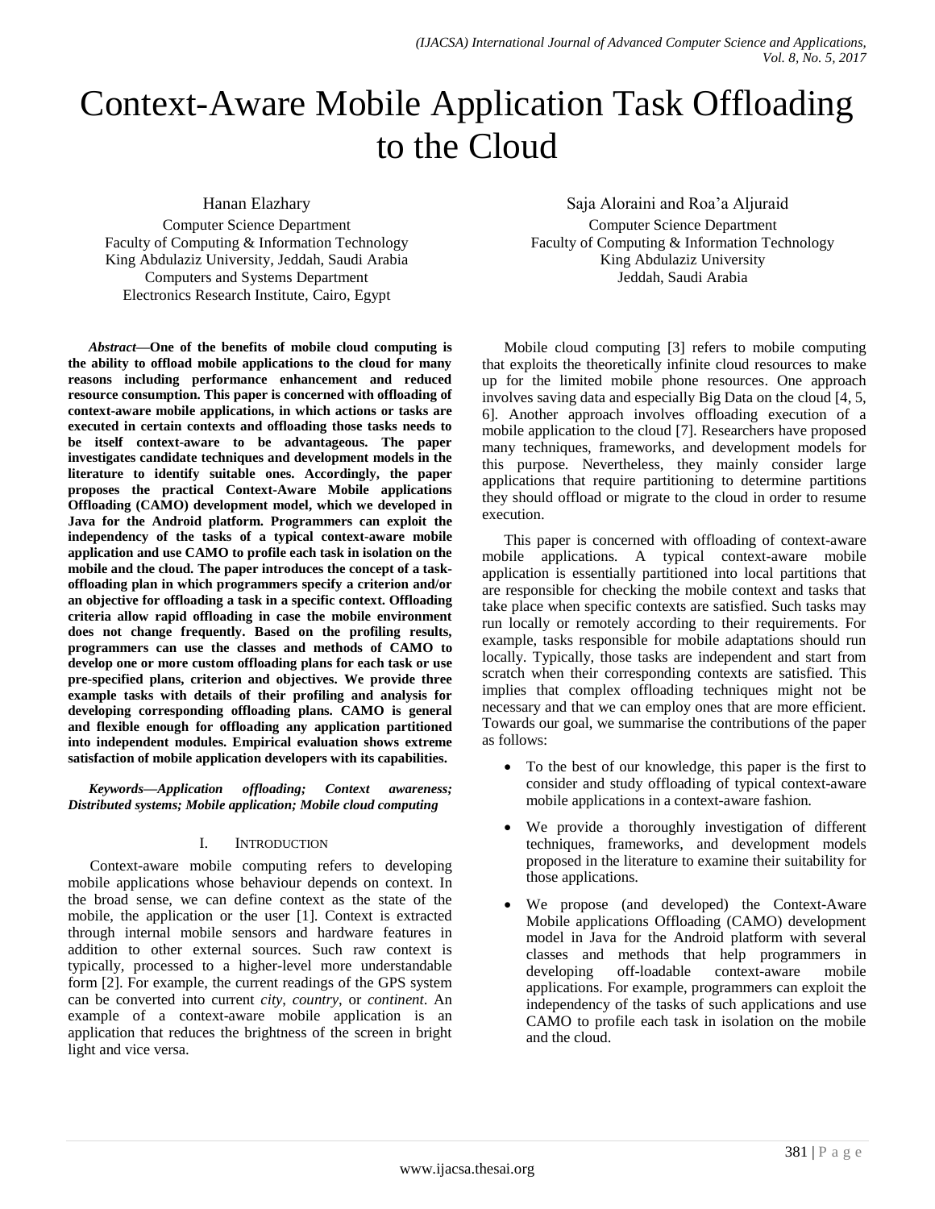# Context-Aware Mobile Application Task Offloading to the Cloud

Hanan Elazhary
Computer Science Department
Faculty of Computing & Information Technology
King Abdulaziz University, Jeddah, Saudi Arabia
Computers and Systems Department
Electronics Research Institute, Cairo, Egypt

Saja Aloraini and Roa'a Aljuraid
Computer Science Department
Faculty of Computing & Information Technology
King Abdulaziz University
Jeddah, Saudi Arabia

***Abstract*—One of the benefits of mobile cloud computing is the ability to offload mobile applications to the cloud for many reasons including performance enhancement and reduced resource consumption. This paper is concerned with offloading of context-aware mobile applications, in which actions or tasks are executed in certain contexts and offloading those tasks needs to be itself context-aware to be advantageous. The paper investigates candidate techniques and development models in the literature to identify suitable ones. Accordingly, the paper proposes the practical Context-Aware Mobile applications Offloading (CAMO) development model, which we developed in Java for the Android platform. Programmers can exploit the independency of the tasks of a typical context-aware mobile application and use CAMO to profile each task in isolation on the mobile and the cloud. The paper introduces the concept of a task-offloading plan in which programmers specify a criterion and/or an objective for offloading a task in a specific context. Offloading criteria allow rapid offloading in case the mobile environment does not change frequently. Based on the profiling results, programmers can use the classes and methods of CAMO to develop one or more custom offloading plans for each task or use pre-specified plans, criterion and objectives. We provide three example tasks with details of their profiling and analysis for developing corresponding offloading plans. CAMO is general and flexible enough for offloading any application partitioned into independent modules. Empirical evaluation shows extreme satisfaction of mobile application developers with its capabilities.**

***Keywords*—Application offloading; Context awareness; Distributed systems; Mobile application; Mobile cloud computing**

## I. Introduction

Context-aware mobile computing refers to developing mobile applications whose behaviour depends on context. In the broad sense, we can define context as the state of the mobile, the application or the user [1]. Context is extracted through internal mobile sensors and hardware features in addition to other external sources. Such raw context is typically, processed to a higher-level more understandable form [2]. For example, the current readings of the GPS system can be converted into current *city*, *country*, or *continent*. An example of a context-aware mobile application is an application that reduces the brightness of the screen in bright light and vice versa.

Mobile cloud computing [3] refers to mobile computing that exploits the theoretically infinite cloud resources to make up for the limited mobile phone resources. One approach involves saving data and especially Big Data on the cloud [4, 5, 6]. Another approach involves offloading execution of a mobile application to the cloud [7]. Researchers have proposed many techniques, frameworks, and development models for this purpose. Nevertheless, they mainly consider large applications that require partitioning to determine partitions they should offload or migrate to the cloud in order to resume execution.

This paper is concerned with offloading of context-aware mobile applications. A typical context-aware mobile application is essentially partitioned into local partitions that are responsible for checking the mobile context and tasks that take place when specific contexts are satisfied. Such tasks may run locally or remotely according to their requirements. For example, tasks responsible for mobile adaptations should run locally. Typically, those tasks are independent and start from scratch when their corresponding contexts are satisfied. This implies that complex offloading techniques might not be necessary and that we can employ ones that are more efficient. Towards our goal, we summarise the contributions of the paper as follows:

- To the best of our knowledge, this paper is the first to consider and study offloading of typical context-aware mobile applications in a context-aware fashion.
- We provide a thoroughly investigation of different techniques, frameworks, and development models proposed in the literature to examine their suitability for those applications.
- We propose (and developed) the Context-Aware Mobile applications Offloading (CAMO) development model in Java for the Android platform with several classes and methods that help programmers in developing off-loadable context-aware mobile applications. For example, programmers can exploit the independency of the tasks of such applications and use CAMO to profile each task in isolation on the mobile and the cloud.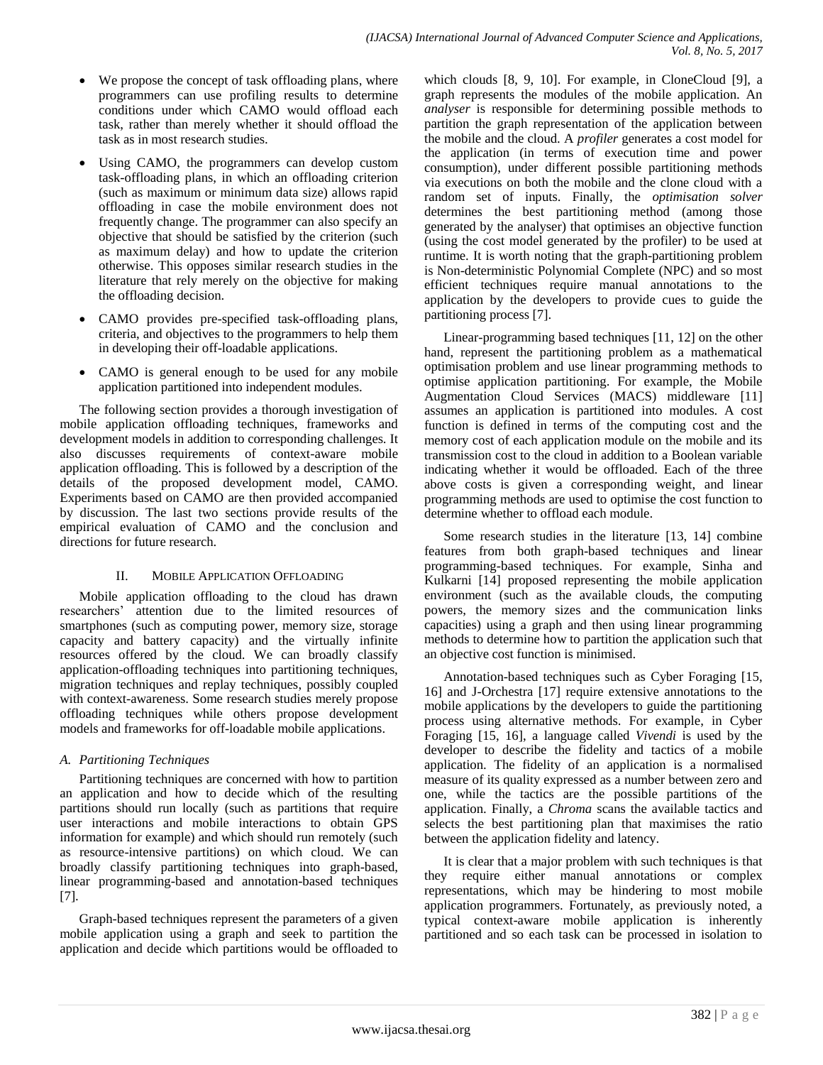- We propose the concept of task offloading plans, where programmers can use profiling results to determine conditions under which CAMO would offload each task, rather than merely whether it should offload the task as in most research studies.
- Using CAMO, the programmers can develop custom task-offloading plans, in which an offloading criterion (such as maximum or minimum data size) allows rapid offloading in case the mobile environment does not frequently change. The programmer can also specify an objective that should be satisfied by the criterion (such as maximum delay) and how to update the criterion otherwise. This opposes similar research studies in the literature that rely merely on the objective for making the offloading decision.
- CAMO provides pre-specified task-offloading plans, criteria, and objectives to the programmers to help them in developing their off-loadable applications.
- CAMO is general enough to be used for any mobile application partitioned into independent modules.

The following section provides a thorough investigation of mobile application offloading techniques, frameworks and development models in addition to corresponding challenges. It also discusses requirements of context-aware mobile application offloading. This is followed by a description of the details of the proposed development model, CAMO. Experiments based on CAMO are then provided accompanied by discussion. The last two sections provide results of the empirical evaluation of CAMO and the conclusion and directions for future research.

## II. Mobile Application Offloading

Mobile application offloading to the cloud has drawn researchers' attention due to the limited resources of smartphones (such as computing power, memory size, storage capacity and battery capacity) and the virtually infinite resources offered by the cloud. We can broadly classify application-offloading techniques into partitioning techniques, migration techniques and replay techniques, possibly coupled with context-awareness. Some research studies merely propose offloading techniques while others propose development models and frameworks for off-loadable mobile applications.

### *A. Partitioning Techniques*

Partitioning techniques are concerned with how to partition an application and how to decide which of the resulting partitions should run locally (such as partitions that require user interactions and mobile interactions to obtain GPS information for example) and which should run remotely (such as resource-intensive partitions) on which cloud. We can broadly classify partitioning techniques into graph-based, linear programming-based and annotation-based techniques [7].

Graph-based techniques represent the parameters of a given mobile application using a graph and seek to partition the application and decide which partitions would be offloaded to which clouds [8, 9, 10]. For example, in CloneCloud [9], a graph represents the modules of the mobile application. An *analyser* is responsible for determining possible methods to partition the graph representation of the application between the mobile and the cloud. A *profiler* generates a cost model for the application (in terms of execution time and power consumption), under different possible partitioning methods via executions on both the mobile and the clone cloud with a random set of inputs. Finally, the *optimisation solver* determines the best partitioning method (among those generated by the analyser) that optimises an objective function (using the cost model generated by the profiler) to be used at runtime. It is worth noting that the graph-partitioning problem is Non-deterministic Polynomial Complete (NPC) and so most efficient techniques require manual annotations to the application by the developers to provide cues to guide the partitioning process [7].

Linear-programming based techniques [11, 12] on the other hand, represent the partitioning problem as a mathematical optimisation problem and use linear programming methods to optimise application partitioning. For example, the Mobile Augmentation Cloud Services (MACS) middleware [11] assumes an application is partitioned into modules. A cost function is defined in terms of the computing cost and the memory cost of each application module on the mobile and its transmission cost to the cloud in addition to a Boolean variable indicating whether it would be offloaded. Each of the three above costs is given a corresponding weight, and linear programming methods are used to optimise the cost function to determine whether to offload each module.

Some research studies in the literature [13, 14] combine features from both graph-based techniques and linear programming-based techniques. For example, Sinha and Kulkarni [14] proposed representing the mobile application environment (such as the available clouds, the computing powers, the memory sizes and the communication links capacities) using a graph and then using linear programming methods to determine how to partition the application such that an objective cost function is minimised.

Annotation-based techniques such as Cyber Foraging [15, 16] and J-Orchestra [17] require extensive annotations to the mobile applications by the developers to guide the partitioning process using alternative methods. For example, in Cyber Foraging [15, 16], a language called *Vivendi* is used by the developer to describe the fidelity and tactics of a mobile application. The fidelity of an application is a normalised measure of its quality expressed as a number between zero and one, while the tactics are the possible partitions of the application. Finally, a *Chroma* scans the available tactics and selects the best partitioning plan that maximises the ratio between the application fidelity and latency.

It is clear that a major problem with such techniques is that they require either manual annotations or complex representations, which may be hindering to most mobile application programmers. Fortunately, as previously noted, a typical context-aware mobile application is inherently partitioned and so each task can be processed in isolation to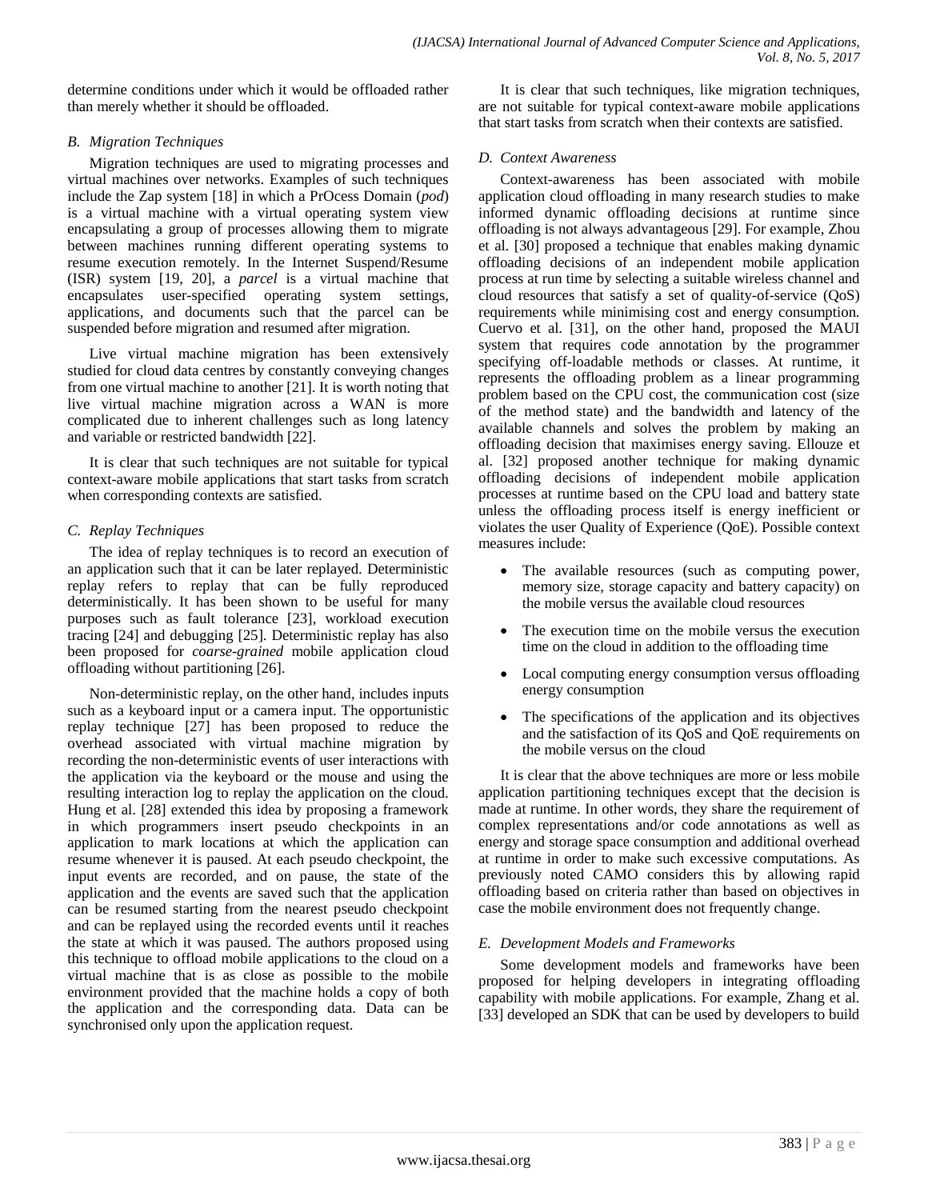determine conditions under which it would be offloaded rather than merely whether it should be offloaded.

### *B. Migration Techniques*

Migration techniques are used to migrating processes and virtual machines over networks. Examples of such techniques include the Zap system [18] in which a PrOcess Domain (*pod*) is a virtual machine with a virtual operating system view encapsulating a group of processes allowing them to migrate between machines running different operating systems to resume execution remotely. In the Internet Suspend/Resume (ISR) system [19, 20], a *parcel* is a virtual machine that encapsulates user-specified operating system settings, applications, and documents such that the parcel can be suspended before migration and resumed after migration.

Live virtual machine migration has been extensively studied for cloud data centres by constantly conveying changes from one virtual machine to another [21]. It is worth noting that live virtual machine migration across a WAN is more complicated due to inherent challenges such as long latency and variable or restricted bandwidth [22].

It is clear that such techniques are not suitable for typical context-aware mobile applications that start tasks from scratch when corresponding contexts are satisfied.

### *C. Replay Techniques*

The idea of replay techniques is to record an execution of an application such that it can be later replayed. Deterministic replay refers to replay that can be fully reproduced deterministically. It has been shown to be useful for many purposes such as fault tolerance [23], workload execution tracing [24] and debugging [25]. Deterministic replay has also been proposed for *coarse-grained* mobile application cloud offloading without partitioning [26].

Non-deterministic replay, on the other hand, includes inputs such as a keyboard input or a camera input. The opportunistic replay technique [27] has been proposed to reduce the overhead associated with virtual machine migration by recording the non-deterministic events of user interactions with the application via the keyboard or the mouse and using the resulting interaction log to replay the application on the cloud. Hung et al. [28] extended this idea by proposing a framework in which programmers insert pseudo checkpoints in an application to mark locations at which the application can resume whenever it is paused. At each pseudo checkpoint, the input events are recorded, and on pause, the state of the application and the events are saved such that the application can be resumed starting from the nearest pseudo checkpoint and can be replayed using the recorded events until it reaches the state at which it was paused. The authors proposed using this technique to offload mobile applications to the cloud on a virtual machine that is as close as possible to the mobile environment provided that the machine holds a copy of both the application and the corresponding data. Data can be synchronised only upon the application request.

It is clear that such techniques, like migration techniques, are not suitable for typical context-aware mobile applications that start tasks from scratch when their contexts are satisfied.

### *D. Context Awareness*

Context-awareness has been associated with mobile application cloud offloading in many research studies to make informed dynamic offloading decisions at runtime since offloading is not always advantageous [29]. For example, Zhou et al. [30] proposed a technique that enables making dynamic offloading decisions of an independent mobile application process at run time by selecting a suitable wireless channel and cloud resources that satisfy a set of quality-of-service (QoS) requirements while minimising cost and energy consumption. Cuervo et al. [31], on the other hand, proposed the MAUI system that requires code annotation by the programmer specifying off-loadable methods or classes. At runtime, it represents the offloading problem as a linear programming problem based on the CPU cost, the communication cost (size of the method state) and the bandwidth and latency of the available channels and solves the problem by making an offloading decision that maximises energy saving. Ellouze et al. [32] proposed another technique for making dynamic offloading decisions of independent mobile application processes at runtime based on the CPU load and battery state unless the offloading process itself is energy inefficient or violates the user Quality of Experience (QoE). Possible context measures include:

- The available resources (such as computing power, memory size, storage capacity and battery capacity) on the mobile versus the available cloud resources
- The execution time on the mobile versus the execution time on the cloud in addition to the offloading time
- Local computing energy consumption versus offloading energy consumption
- The specifications of the application and its objectives and the satisfaction of its QoS and QoE requirements on the mobile versus on the cloud

It is clear that the above techniques are more or less mobile application partitioning techniques except that the decision is made at runtime. In other words, they share the requirement of complex representations and/or code annotations as well as energy and storage space consumption and additional overhead at runtime in order to make such excessive computations. As previously noted CAMO considers this by allowing rapid offloading based on criteria rather than based on objectives in case the mobile environment does not frequently change.

### *E. Development Models and Frameworks*

Some development models and frameworks have been proposed for helping developers in integrating offloading capability with mobile applications. For example, Zhang et al. [33] developed an SDK that can be used by developers to build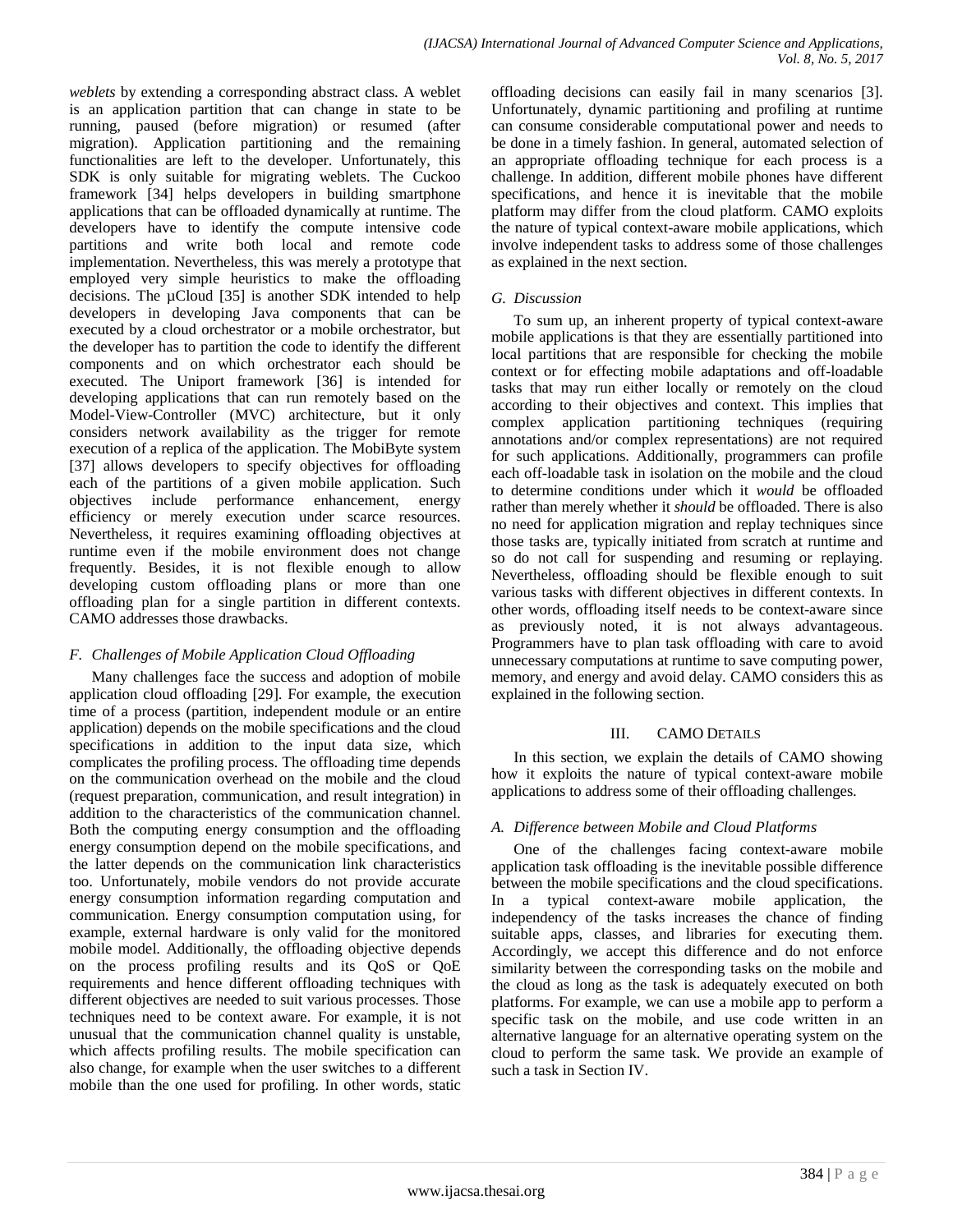*weblets* by extending a corresponding abstract class. A weblet is an application partition that can change in state to be running, paused (before migration) or resumed (after migration). Application partitioning and the remaining functionalities are left to the developer. Unfortunately, this SDK is only suitable for migrating weblets. The Cuckoo framework [34] helps developers in building smartphone applications that can be offloaded dynamically at runtime. The developers have to identify the compute intensive code partitions and write both local and remote code implementation. Nevertheless, this was merely a prototype that employed very simple heuristics to make the offloading decisions. The µCloud [35] is another SDK intended to help developers in developing Java components that can be executed by a cloud orchestrator or a mobile orchestrator, but the developer has to partition the code to identify the different components and on which orchestrator each should be executed. The Uniport framework [36] is intended for developing applications that can run remotely based on the Model-View-Controller (MVC) architecture, but it only considers network availability as the trigger for remote execution of a replica of the application. The MobiByte system [37] allows developers to specify objectives for offloading each of the partitions of a given mobile application. Such objectives include performance enhancement, energy efficiency or merely execution under scarce resources. Nevertheless, it requires examining offloading objectives at runtime even if the mobile environment does not change frequently. Besides, it is not flexible enough to allow developing custom offloading plans or more than one offloading plan for a single partition in different contexts. CAMO addresses those drawbacks.

### *F. Challenges of Mobile Application Cloud Offloading*

Many challenges face the success and adoption of mobile application cloud offloading [29]. For example, the execution time of a process (partition, independent module or an entire application) depends on the mobile specifications and the cloud specifications in addition to the input data size, which complicates the profiling process. The offloading time depends on the communication overhead on the mobile and the cloud (request preparation, communication, and result integration) in addition to the characteristics of the communication channel. Both the computing energy consumption and the offloading energy consumption depend on the mobile specifications, and the latter depends on the communication link characteristics too. Unfortunately, mobile vendors do not provide accurate energy consumption information regarding computation and communication. Energy consumption computation using, for example, external hardware is only valid for the monitored mobile model. Additionally, the offloading objective depends on the process profiling results and its QoS or QoE requirements and hence different offloading techniques with different objectives are needed to suit various processes. Those techniques need to be context aware. For example, it is not unusual that the communication channel quality is unstable, which affects profiling results. The mobile specification can also change, for example when the user switches to a different mobile than the one used for profiling. In other words, static offloading decisions can easily fail in many scenarios [3]. Unfortunately, dynamic partitioning and profiling at runtime can consume considerable computational power and needs to be done in a timely fashion. In general, automated selection of an appropriate offloading technique for each process is a challenge. In addition, different mobile phones have different specifications, and hence it is inevitable that the mobile platform may differ from the cloud platform. CAMO exploits the nature of typical context-aware mobile applications, which involve independent tasks to address some of those challenges as explained in the next section.

### *G. Discussion*

To sum up, an inherent property of typical context-aware mobile applications is that they are essentially partitioned into local partitions that are responsible for checking the mobile context or for effecting mobile adaptations and off-loadable tasks that may run either locally or remotely on the cloud according to their objectives and context. This implies that complex application partitioning techniques (requiring annotations and/or complex representations) are not required for such applications. Additionally, programmers can profile each off-loadable task in isolation on the mobile and the cloud to determine conditions under which it *would* be offloaded rather than merely whether it *should* be offloaded. There is also no need for application migration and replay techniques since those tasks are, typically initiated from scratch at runtime and so do not call for suspending and resuming or replaying. Nevertheless, offloading should be flexible enough to suit various tasks with different objectives in different contexts. In other words, offloading itself needs to be context-aware since as previously noted, it is not always advantageous. Programmers have to plan task offloading with care to avoid unnecessary computations at runtime to save computing power, memory, and energy and avoid delay. CAMO considers this as explained in the following section.

## III. CAMO DETAILS

In this section, we explain the details of CAMO showing how it exploits the nature of typical context-aware mobile applications to address some of their offloading challenges.

### *A. Difference between Mobile and Cloud Platforms*

One of the challenges facing context-aware mobile application task offloading is the inevitable possible difference between the mobile specifications and the cloud specifications. In a typical context-aware mobile application, the independency of the tasks increases the chance of finding suitable apps, classes, and libraries for executing them. Accordingly, we accept this difference and do not enforce similarity between the corresponding tasks on the mobile and the cloud as long as the task is adequately executed on both platforms. For example, we can use a mobile app to perform a specific task on the mobile, and use code written in an alternative language for an alternative operating system on the cloud to perform the same task. We provide an example of such a task in Section IV.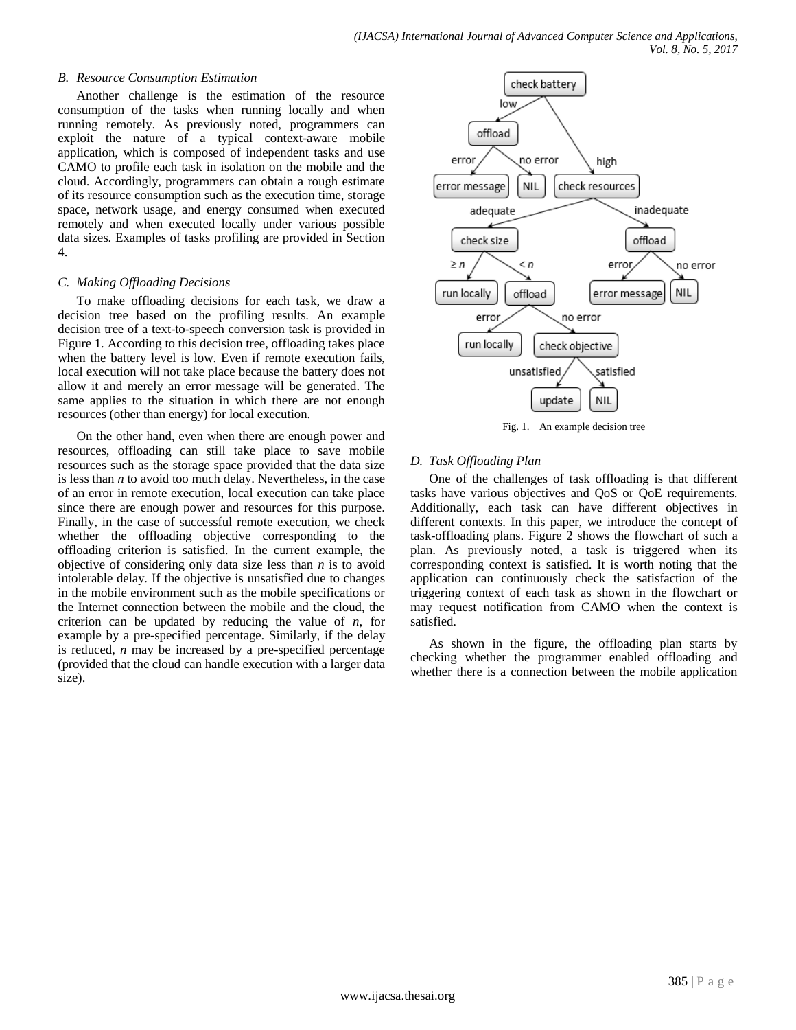### B. Resource Consumption Estimation

Another challenge is the estimation of the resource consumption of the tasks when running locally and when running remotely. As previously noted, programmers can exploit the nature of a typical context-aware mobile application, which is composed of independent tasks and use CAMO to profile each task in isolation on the mobile and the cloud. Accordingly, programmers can obtain a rough estimate of its resource consumption such as the execution time, storage space, network usage, and energy consumed when executed remotely and when executed locally under various possible data sizes. Examples of tasks profiling are provided in Section 4.

### C. Making Offloading Decisions

To make offloading decisions for each task, we draw a decision tree based on the profiling results. An example decision tree of a text-to-speech conversion task is provided in Figure 1. According to this decision tree, offloading takes place when the battery level is low. Even if remote execution fails, local execution will not take place because the battery does not allow it and merely an error message will be generated. The same applies to the situation in which there are not enough resources (other than energy) for local execution.

On the other hand, even when there are enough power and resources, offloading can still take place to save mobile resources such as the storage space provided that the data size is less than *n* to avoid too much delay. Nevertheless, in the case of an error in remote execution, local execution can take place since there are enough power and resources for this purpose. Finally, in the case of successful remote execution, we check whether the offloading objective corresponding to the offloading criterion is satisfied. In the current example, the objective of considering only data size less than *n* is to avoid intolerable delay. If the objective is unsatisfied due to changes in the mobile environment such as the mobile specifications or the Internet connection between the mobile and the cloud, the criterion can be updated by reducing the value of *n*, for example by a pre-specified percentage. Similarly, if the delay is reduced, *n* may be increased by a pre-specified percentage (provided that the cloud can handle execution with a larger data size).

Fig. 1. An example decision tree

### D. Task Offloading Plan

One of the challenges of task offloading is that different tasks have various objectives and QoS or QoE requirements. Additionally, each task can have different objectives in different contexts. In this paper, we introduce the concept of task-offloading plans. Figure 2 shows the flowchart of such a plan. As previously noted, a task is triggered when its corresponding context is satisfied. It is worth noting that the application can continuously check the satisfaction of the triggering context of each task as shown in the flowchart or may request notification from CAMO when the context is satisfied.

As shown in the figure, the offloading plan starts by checking whether the programmer enabled offloading and whether there is a connection between the mobile application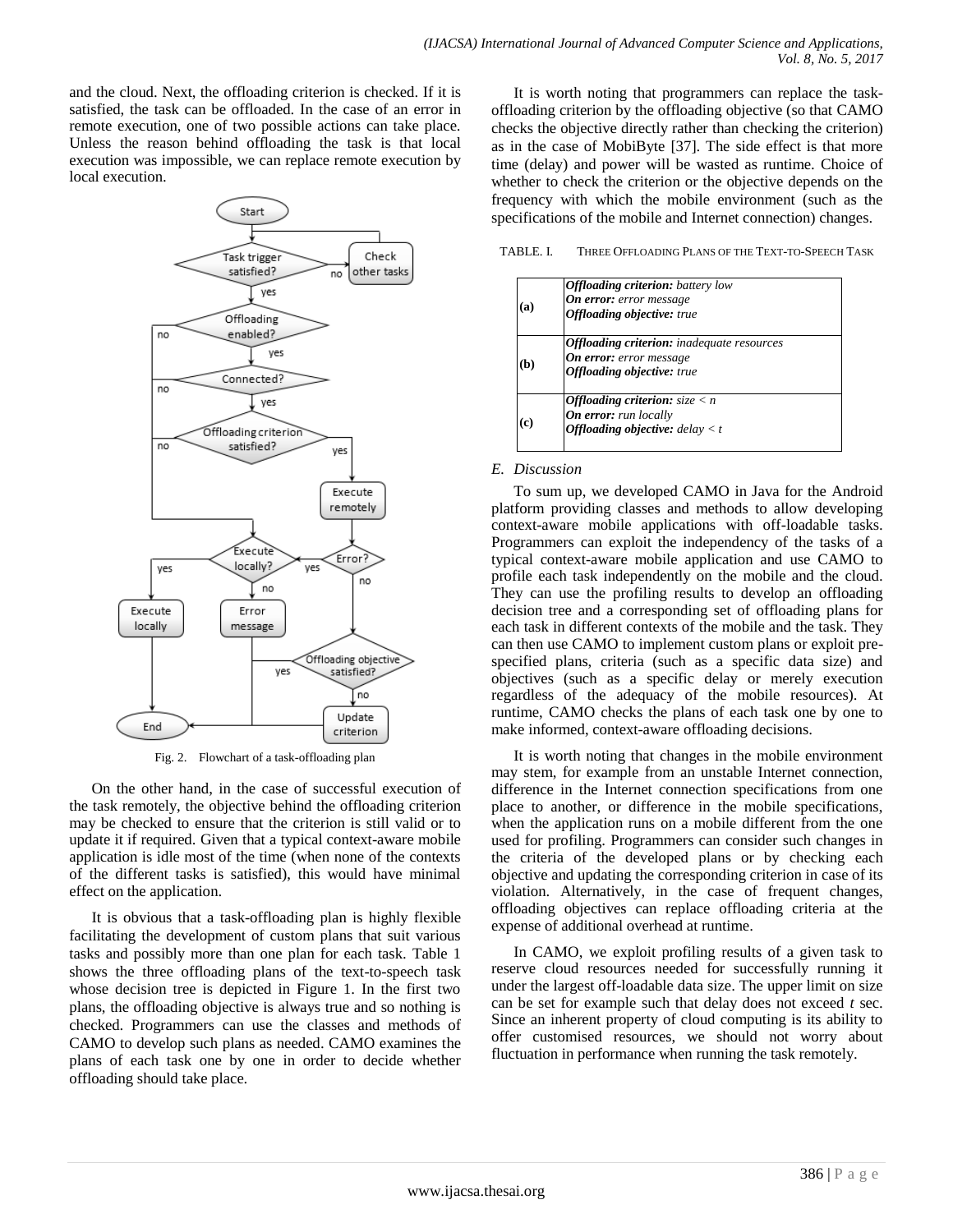and the cloud. Next, the offloading criterion is checked. If it is satisfied, the task can be offloaded. In the case of an error in remote execution, one of two possible actions can take place. Unless the reason behind offloading the task is that local execution was impossible, we can replace remote execution by local execution.

Fig. 2. Flowchart of a task-offloading plan

On the other hand, in the case of successful execution of the task remotely, the objective behind the offloading criterion may be checked to ensure that the criterion is still valid or to update it if required. Given that a typical context-aware mobile application is idle most of the time (when none of the contexts of the different tasks is satisfied), this would have minimal effect on the application.

It is obvious that a task-offloading plan is highly flexible facilitating the development of custom plans that suit various tasks and possibly more than one plan for each task. Table 1 shows the three offloading plans of the text-to-speech task whose decision tree is depicted in Figure 1. In the first two plans, the offloading objective is always true and so nothing is checked. Programmers can use the classes and methods of CAMO to develop such plans as needed. CAMO examines the plans of each task one by one in order to decide whether offloading should take place.

It is worth noting that programmers can replace the task-offloading criterion by the offloading objective (so that CAMO checks the objective directly rather than checking the criterion) as in the case of MobiByte [37]. The side effect is that more time (delay) and power will be wasted as runtime. Choice of whether to check the criterion or the objective depends on the frequency with which the mobile environment (such as the specifications of the mobile and Internet connection) changes.

TABLE. I. THREE OFFLOADING PLANS OF THE TEXT-TO-SPEECH TASK

| | |
|---|---|
| **(a)** | ***Offloading criterion:*** *battery low*<br>***On error:*** *error message*<br>***Offloading objective:*** *true* |
| **(b)** | ***Offloading criterion:*** *inadequate resources*<br>***On error:*** *error message*<br>***Offloading objective:*** *true* |
| **(c)** | ***Offloading criterion:*** *size* $< n$<br>***On error:*** *run locally*<br>***Offloading objective:*** *delay* $< t$ |

### *E. Discussion*

To sum up, we developed CAMO in Java for the Android platform providing classes and methods to allow developing context-aware mobile applications with off-loadable tasks. Programmers can exploit the independency of the tasks of a typical context-aware mobile application and use CAMO to profile each task independently on the mobile and the cloud. They can use the profiling results to develop an offloading decision tree and a corresponding set of offloading plans for each task in different contexts of the mobile and the task. They can then use CAMO to implement custom plans or exploit pre-specified plans, criteria (such as a specific data size) and objectives (such as a specific delay or merely execution regardless of the adequacy of the mobile resources). At runtime, CAMO checks the plans of each task one by one to make informed, context-aware offloading decisions.

It is worth noting that changes in the mobile environment may stem, for example from an unstable Internet connection, difference in the Internet connection specifications from one place to another, or difference in the mobile specifications, when the application runs on a mobile different from the one used for profiling. Programmers can consider such changes in the criteria of the developed plans or by checking each objective and updating the corresponding criterion in case of its violation. Alternatively, in the case of frequent changes, offloading objectives can replace offloading criteria at the expense of additional overhead at runtime.

In CAMO, we exploit profiling results of a given task to reserve cloud resources needed for successfully running it under the largest off-loadable data size. The upper limit on size can be set for example such that delay does not exceed $t$ sec. Since an inherent property of cloud computing is its ability to offer customised resources, we should not worry about fluctuation in performance when running the task remotely.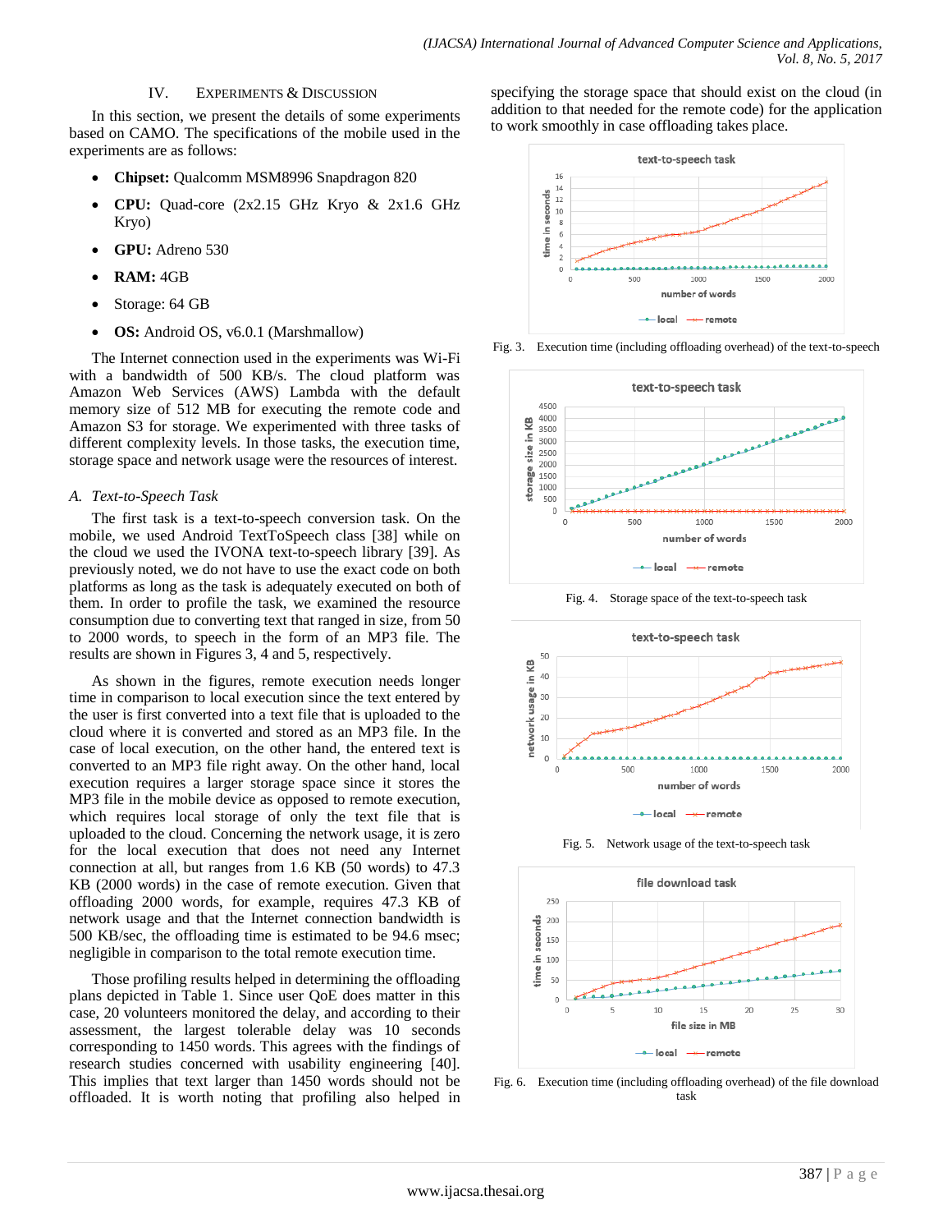## IV. Experiments & Discussion

In this section, we present the details of some experiments based on CAMO. The specifications of the mobile used in the experiments are as follows:

- **Chipset:** Qualcomm MSM8996 Snapdragon 820
- **CPU:** Quad-core (2x2.15 GHz Kryo & 2x1.6 GHz Kryo)
- **GPU:** Adreno 530
- **RAM:** 4GB
- Storage: 64 GB
- **OS:** Android OS, v6.0.1 (Marshmallow)

The Internet connection used in the experiments was Wi-Fi with a bandwidth of 500 KB/s. The cloud platform was Amazon Web Services (AWS) Lambda with the default memory size of 512 MB for executing the remote code and Amazon S3 for storage. We experimented with three tasks of different complexity levels. In those tasks, the execution time, storage space and network usage were the resources of interest.

### A. Text-to-Speech Task

The first task is a text-to-speech conversion task. On the mobile, we used Android TextToSpeech class [38] while on the cloud we used the IVONA text-to-speech library [39]. As previously noted, we do not have to use the exact code on both platforms as long as the task is adequately executed on both of them. In order to profile the task, we examined the resource consumption due to converting text that ranged in size, from 50 to 2000 words, to speech in the form of an MP3 file. The results are shown in Figures 3, 4 and 5, respectively.

As shown in the figures, remote execution needs longer time in comparison to local execution since the text entered by the user is first converted into a text file that is uploaded to the cloud where it is converted and stored as an MP3 file. In the case of local execution, on the other hand, the entered text is converted to an MP3 file right away. On the other hand, local execution requires a larger storage space since it stores the MP3 file in the mobile device as opposed to remote execution, which requires local storage of only the text file that is uploaded to the cloud. Concerning the network usage, it is zero for the local execution that does not need any Internet connection at all, but ranges from 1.6 KB (50 words) to 47.3 KB (2000 words) in the case of remote execution. Given that offloading 2000 words, for example, requires 47.3 KB of network usage and that the Internet connection bandwidth is 500 KB/sec, the offloading time is estimated to be 94.6 msec; negligible in comparison to the total remote execution time.

Those profiling results helped in determining the offloading plans depicted in Table 1. Since user QoE does matter in this case, 20 volunteers monitored the delay, and according to their assessment, the largest tolerable delay was 10 seconds corresponding to 1450 words. This agrees with the findings of research studies concerned with usability engineering [40]. This implies that text larger than 1450 words should not be offloaded. It is worth noting that profiling also helped in specifying the storage space that should exist on the cloud (in addition to that needed for the remote code) for the application to work smoothly in case offloading takes place.

Fig. 3. Execution time (including offloading overhead) of the text-to-speech

Fig. 4. Storage space of the text-to-speech task

Fig. 5. Network usage of the text-to-speech task

Fig. 6. Execution time (including offloading overhead) of the file download task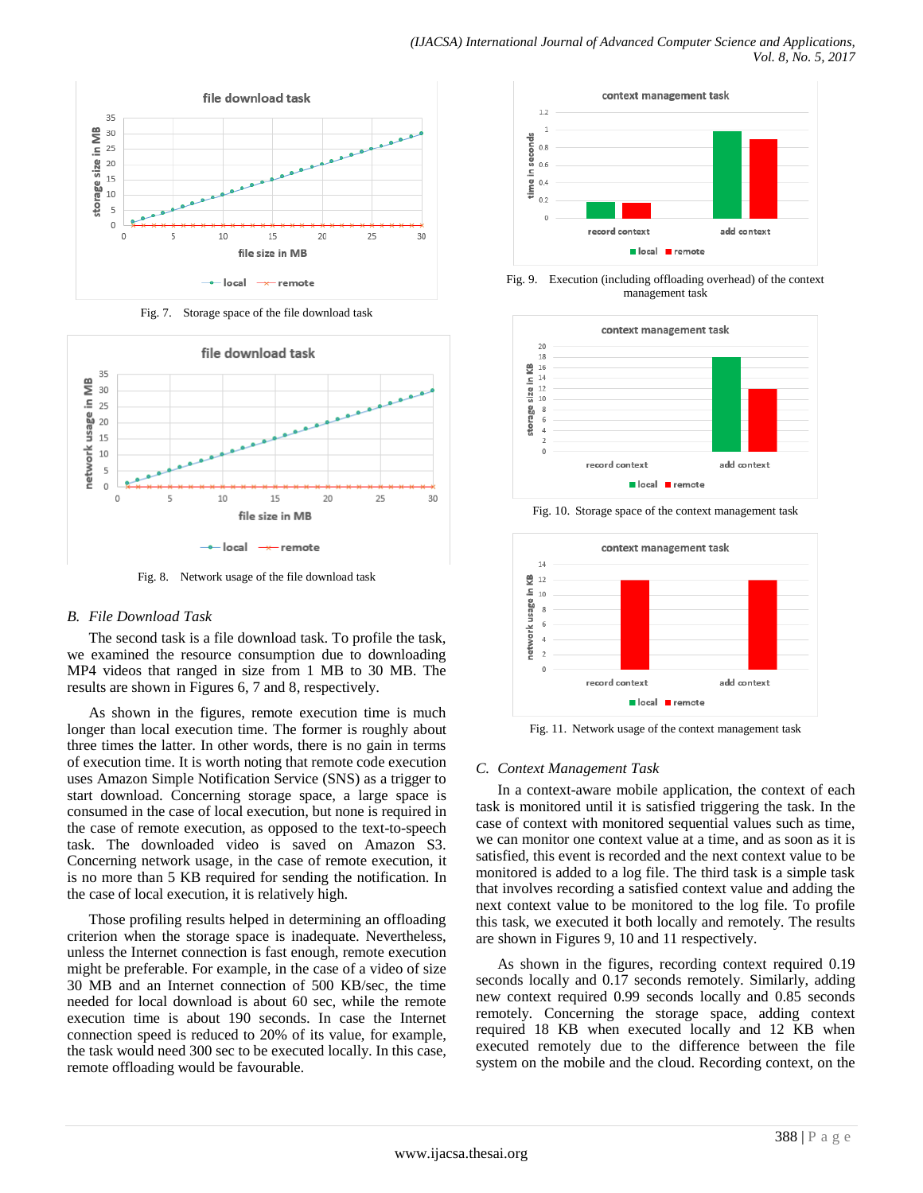Fig. 7. Storage space of the file download task

Fig. 8. Network usage of the file download task

### B. File Download Task

The second task is a file download task. To profile the task, we examined the resource consumption due to downloading MP4 videos that ranged in size from 1 MB to 30 MB. The results are shown in Figures 6, 7 and 8, respectively.

As shown in the figures, remote execution time is much longer than local execution time. The former is roughly about three times the latter. In other words, there is no gain in terms of execution time. It is worth noting that remote code execution uses Amazon Simple Notification Service (SNS) as a trigger to start download. Concerning storage space, a large space is consumed in the case of local execution, but none is required in the case of remote execution, as opposed to the text-to-speech task. The downloaded video is saved on Amazon S3. Concerning network usage, in the case of remote execution, it is no more than 5 KB required for sending the notification. In the case of local execution, it is relatively high.

Those profiling results helped in determining an offloading criterion when the storage space is inadequate. Nevertheless, unless the Internet connection is fast enough, remote execution might be preferable. For example, in the case of a video of size 30 MB and an Internet connection of 500 KB/sec, the time needed for local download is about 60 sec, while the remote execution time is about 190 seconds. In case the Internet connection speed is reduced to 20% of its value, for example, the task would need 300 sec to be executed locally. In this case, remote offloading would be favourable.

Fig. 9. Execution (including offloading overhead) of the context management task

Fig. 10. Storage space of the context management task

Fig. 11. Network usage of the context management task

### C. Context Management Task

In a context-aware mobile application, the context of each task is monitored until it is satisfied triggering the task. In the case of context with monitored sequential values such as time, we can monitor one context value at a time, and as soon as it is satisfied, this event is recorded and the next context value to be monitored is added to a log file. The third task is a simple task that involves recording a satisfied context value and adding the next context value to be monitored to the log file. To profile this task, we executed it both locally and remotely. The results are shown in Figures 9, 10 and 11 respectively.

As shown in the figures, recording context required 0.19 seconds locally and 0.17 seconds remotely. Similarly, adding new context required 0.99 seconds locally and 0.85 seconds remotely. Concerning the storage space, adding context required 18 KB when executed locally and 12 KB when executed remotely due to the difference between the file system on the mobile and the cloud. Recording context, on the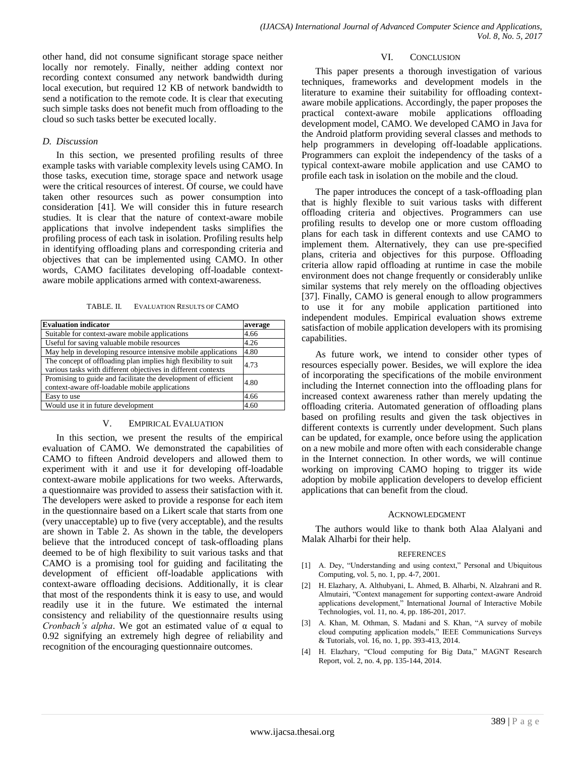other hand, did not consume significant storage space neither locally nor remotely. Finally, neither adding context nor recording context consumed any network bandwidth during local execution, but required 12 KB of network bandwidth to send a notification to the remote code. It is clear that executing such simple tasks does not benefit much from offloading to the cloud so such tasks better be executed locally.

### D. Discussion

In this section, we presented profiling results of three example tasks with variable complexity levels using CAMO. In those tasks, execution time, storage space and network usage were the critical resources of interest. Of course, we could have taken other resources such as power consumption into consideration [41]. We will consider this in future research studies. It is clear that the nature of context-aware mobile applications that involve independent tasks simplifies the profiling process of each task in isolation. Profiling results help in identifying offloading plans and corresponding criteria and objectives that can be implemented using CAMO. In other words, CAMO facilitates developing off-loadable context-aware mobile applications armed with context-awareness.

TABLE. II. EVALUATION RESULTS OF CAMO

| Evaluation indicator | average |
|---|---|
| Suitable for context-aware mobile applications | 4.66 |
| Useful for saving valuable mobile resources | 4.26 |
| May help in developing resource intensive mobile applications | 4.80 |
| The concept of offloading plan implies high flexibility to suit various tasks with different objectives in different contexts | 4.73 |
| Promising to guide and facilitate the development of efficient context-aware off-loadable mobile applications | 4.80 |
| Easy to use | 4.66 |
| Would use it in future development | 4.60 |

## V. EMPIRICAL EVALUATION

In this section, we present the results of the empirical evaluation of CAMO. We demonstrated the capabilities of CAMO to fifteen Android developers and allowed them to experiment with it and use it for developing off-loadable context-aware mobile applications for two weeks. Afterwards, a questionnaire was provided to assess their satisfaction with it. The developers were asked to provide a response for each item in the questionnaire based on a Likert scale that starts from one (very unacceptable) up to five (very acceptable), and the results are shown in Table 2. As shown in the table, the developers believe that the introduced concept of task-offloading plans deemed to be of high flexibility to suit various tasks and that CAMO is a promising tool for guiding and facilitating the development of efficient off-loadable applications with context-aware offloading decisions. Additionally, it is clear that most of the respondents think it is easy to use, and would readily use it in the future. We estimated the internal consistency and reliability of the questionnaire results using *Cronbach's alpha*. We got an estimated value of $\alpha$ equal to 0.92 signifying an extremely high degree of reliability and recognition of the encouraging questionnaire outcomes.

## VI. CONCLUSION

This paper presents a thorough investigation of various techniques, frameworks and development models in the literature to examine their suitability for offloading context-aware mobile applications. Accordingly, the paper proposes the practical context-aware mobile applications offloading development model, CAMO. We developed CAMO in Java for the Android platform providing several classes and methods to help programmers in developing off-loadable applications. Programmers can exploit the independency of the tasks of a typical context-aware mobile application and use CAMO to profile each task in isolation on the mobile and the cloud.

The paper introduces the concept of a task-offloading plan that is highly flexible to suit various tasks with different offloading criteria and objectives. Programmers can use profiling results to develop one or more custom offloading plans for each task in different contexts and use CAMO to implement them. Alternatively, they can use pre-specified plans, criteria and objectives for this purpose. Offloading criteria allow rapid offloading at runtime in case the mobile environment does not change frequently or considerably unlike similar systems that rely merely on the offloading objectives [37]. Finally, CAMO is general enough to allow programmers to use it for any mobile application partitioned into independent modules. Empirical evaluation shows extreme satisfaction of mobile application developers with its promising capabilities.

As future work, we intend to consider other types of resources especially power. Besides, we will explore the idea of incorporating the specifications of the mobile environment including the Internet connection into the offloading plans for increased context awareness rather than merely updating the offloading criteria. Automated generation of offloading plans based on profiling results and given the task objectives in different contexts is currently under development. Such plans can be updated, for example, once before using the application on a new mobile and more often with each considerable change in the Internet connection. In other words, we will continue working on improving CAMO hoping to trigger its wide adoption by mobile application developers to develop efficient applications that can benefit from the cloud.

## ACKNOWLEDGMENT

The authors would like to thank both Alaa Alalyani and Malak Alharbi for their help.

## REFERENCES

[1] A. Dey, "Understanding and using context," Personal and Ubiquitous Computing, vol. 5, no. 1, pp. 4-7, 2001.

[2] H. Elazhary, A. Althubyani, L. Ahmed, B. Alharbi, N. Alzahrani and R. Almutairi, "Context management for supporting context-aware Android applications development," International Journal of Interactive Mobile Technologies, vol. 11, no. 4, pp. 186-201, 2017.

[3] A. Khan, M. Othman, S. Madani and S. Khan, "A survey of mobile cloud computing application models," IEEE Communications Surveys & Tutorials, vol. 16, no. 1, pp. 393-413, 2014.

[4] H. Elazhary, "Cloud computing for Big Data," MAGNT Research Report, vol. 2, no. 4, pp. 135-144, 2014.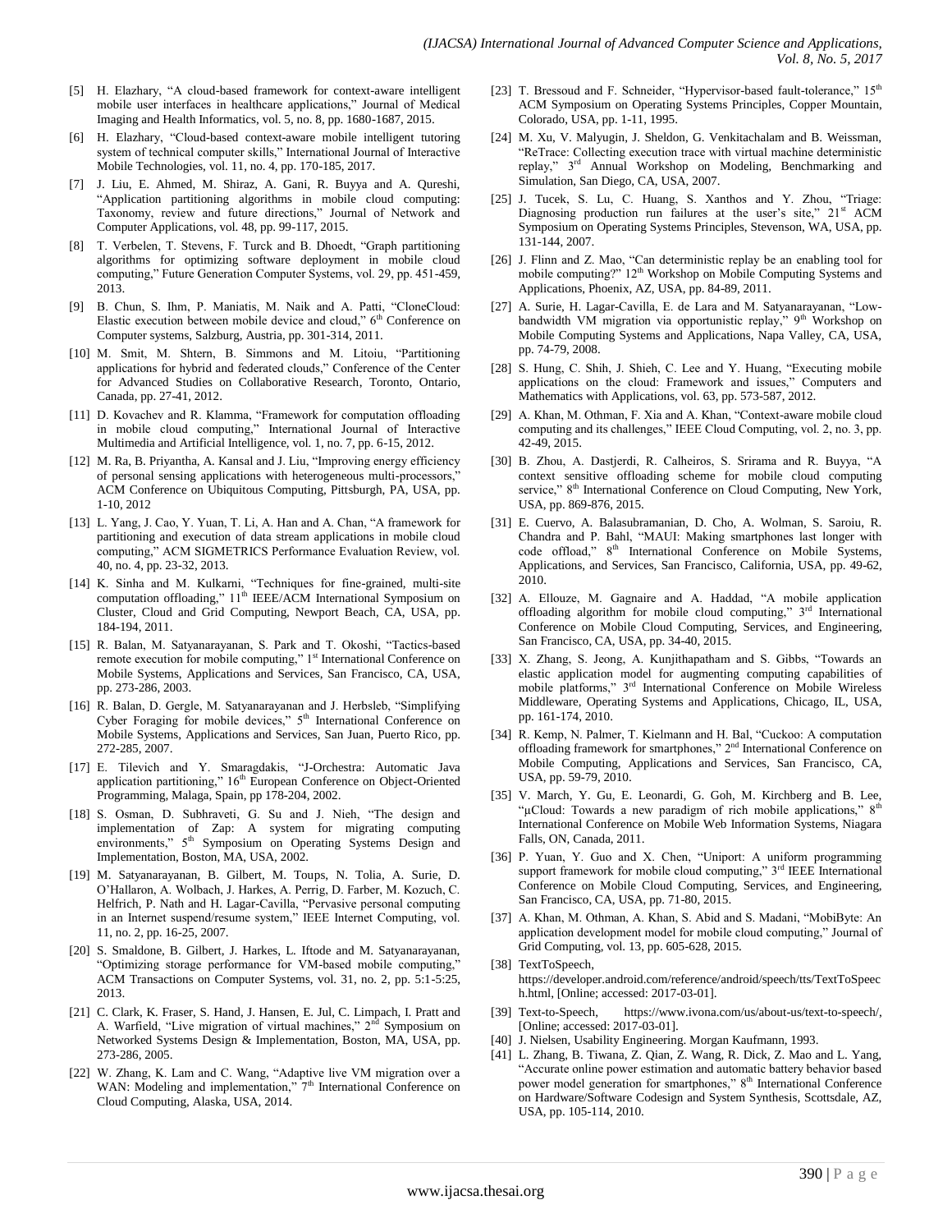[5] H. Elazhary, "A cloud-based framework for context-aware intelligent mobile user interfaces in healthcare applications," Journal of Medical Imaging and Health Informatics, vol. 5, no. 8, pp. 1680-1687, 2015.

[6] H. Elazhary, "Cloud-based context-aware mobile intelligent tutoring system of technical computer skills," International Journal of Interactive Mobile Technologies, vol. 11, no. 4, pp. 170-185, 2017.

[7] J. Liu, E. Ahmed, M. Shiraz, A. Gani, R. Buyya and A. Qureshi, "Application partitioning algorithms in mobile cloud computing: Taxonomy, review and future directions," Journal of Network and Computer Applications, vol. 48, pp. 99-117, 2015.

[8] T. Verbelen, T. Stevens, F. Turck and B. Dhoedt, "Graph partitioning algorithms for optimizing software deployment in mobile cloud computing," Future Generation Computer Systems, vol. 29, pp. 451-459, 2013.

[9] B. Chun, S. Ihm, P. Maniatis, M. Naik and A. Patti, "CloneCloud: Elastic execution between mobile device and cloud," 6th Conference on Computer systems, Salzburg, Austria, pp. 301-314, 2011.

[10] M. Smit, M. Shtern, B. Simmons and M. Litoiu, "Partitioning applications for hybrid and federated clouds," Conference of the Center for Advanced Studies on Collaborative Research, Toronto, Ontario, Canada, pp. 27-41, 2012.

[11] D. Kovachev and R. Klamma, "Framework for computation offloading in mobile cloud computing," International Journal of Interactive Multimedia and Artificial Intelligence, vol. 1, no. 7, pp. 6-15, 2012.

[12] M. Ra, B. Priyantha, A. Kansal and J. Liu, "Improving energy efficiency of personal sensing applications with heterogeneous multi-processors," ACM Conference on Ubiquitous Computing, Pittsburgh, PA, USA, pp. 1-10, 2012

[13] L. Yang, J. Cao, Y. Yuan, T. Li, A. Han and A. Chan, "A framework for partitioning and execution of data stream applications in mobile cloud computing," ACM SIGMETRICS Performance Evaluation Review, vol. 40, no. 4, pp. 23-32, 2013.

[14] K. Sinha and M. Kulkarni, "Techniques for fine-grained, multi-site computation offloading," 11th IEEE/ACM International Symposium on Cluster, Cloud and Grid Computing, Newport Beach, CA, USA, pp. 184-194, 2011.

[15] R. Balan, M. Satyanarayanan, S. Park and T. Okoshi, "Tactics-based remote execution for mobile computing," 1st International Conference on Mobile Systems, Applications and Services, San Francisco, CA, USA, pp. 273-286, 2003.

[16] R. Balan, D. Gergle, M. Satyanarayanan and J. Herbsleb, "Simplifying Cyber Foraging for mobile devices," 5th International Conference on Mobile Systems, Applications and Services, San Juan, Puerto Rico, pp. 272-285, 2007.

[17] E. Tilevich and Y. Smaragdakis, "J-Orchestra: Automatic Java application partitioning," 16th European Conference on Object-Oriented Programming, Malaga, Spain, pp 178-204, 2002.

[18] S. Osman, D. Subhraveti, G. Su and J. Nieh, "The design and implementation of Zap: A system for migrating computing environments," 5th Symposium on Operating Systems Design and Implementation, Boston, MA, USA, 2002.

[19] M. Satyanarayanan, B. Gilbert, M. Toups, N. Tolia, A. Surie, D. O'Hallaron, A. Wolbach, J. Harkes, A. Perrig, D. Farber, M. Kozuch, C. Helfrich, P. Nath and H. Lagar-Cavilla, "Pervasive personal computing in an Internet suspend/resume system," IEEE Internet Computing, vol. 11, no. 2, pp. 16-25, 2007.

[20] S. Smaldone, B. Gilbert, J. Harkes, L. Iftode and M. Satyanarayanan, "Optimizing storage performance for VM-based mobile computing," ACM Transactions on Computer Systems, vol. 31, no. 2, pp. 5:1-5:25, 2013.

[21] C. Clark, K. Fraser, S. Hand, J. Hansen, E. Jul, C. Limpach, I. Pratt and A. Warfield, "Live migration of virtual machines," 2nd Symposium on Networked Systems Design & Implementation, Boston, MA, USA, pp. 273-286, 2005.

[22] W. Zhang, K. Lam and C. Wang, "Adaptive live VM migration over a WAN: Modeling and implementation," 7th International Conference on Cloud Computing, Alaska, USA, 2014.

[23] T. Bressoud and F. Schneider, "Hypervisor-based fault-tolerance," 15th ACM Symposium on Operating Systems Principles, Copper Mountain, Colorado, USA, pp. 1-11, 1995.

[24] M. Xu, V. Malyugin, J. Sheldon, G. Venkitachalam and B. Weissman, "ReTrace: Collecting execution trace with virtual machine deterministic replay," 3rd Annual Workshop on Modeling, Benchmarking and Simulation, San Diego, CA, USA, 2007.

[25] J. Tucek, S. Lu, C. Huang, S. Xanthos and Y. Zhou, "Triage: Diagnosing production run failures at the user's site," 21st ACM Symposium on Operating Systems Principles, Stevenson, WA, USA, pp. 131-144, 2007.

[26] J. Flinn and Z. Mao, "Can deterministic replay be an enabling tool for mobile computing?" 12th Workshop on Mobile Computing Systems and Applications, Phoenix, AZ, USA, pp. 84-89, 2011.

[27] A. Surie, H. Lagar-Cavilla, E. de Lara and M. Satyanarayanan, "Low-bandwidth VM migration via opportunistic replay," 9th Workshop on Mobile Computing Systems and Applications, Napa Valley, CA, USA, pp. 74-79, 2008.

[28] S. Hung, C. Shih, J. Shieh, C. Lee and Y. Huang, "Executing mobile applications on the cloud: Framework and issues," Computers and Mathematics with Applications, vol. 63, pp. 573-587, 2012.

[29] A. Khan, M. Othman, F. Xia and A. Khan, "Context-aware mobile cloud computing and its challenges," IEEE Cloud Computing, vol. 2, no. 3, pp. 42-49, 2015.

[30] B. Zhou, A. Dastjerdi, R. Calheiros, S. Srirama and R. Buyya, "A context sensitive offloading scheme for mobile cloud computing service," 8th International Conference on Cloud Computing, New York, USA, pp. 869-876, 2015.

[31] E. Cuervo, A. Balasubramanian, D. Cho, A. Wolman, S. Saroiu, R. Chandra and P. Bahl, "MAUI: Making smartphones last longer with code offload," 8th International Conference on Mobile Systems, Applications, and Services, San Francisco, California, USA, pp. 49-62, 2010.

[32] A. Ellouze, M. Gagnaire and A. Haddad, "A mobile application offloading algorithm for mobile cloud computing," 3rd International Conference on Mobile Cloud Computing, Services, and Engineering, San Francisco, CA, USA, pp. 34-40, 2015.

[33] X. Zhang, S. Jeong, A. Kunjithapatham and S. Gibbs, "Towards an elastic application model for augmenting computing capabilities of mobile platforms," 3rd International Conference on Mobile Wireless Middleware, Operating Systems and Applications, Chicago, IL, USA, pp. 161-174, 2010.

[34] R. Kemp, N. Palmer, T. Kielmann and H. Bal, "Cuckoo: A computation offloading framework for smartphones," 2nd International Conference on Mobile Computing, Applications and Services, San Francisco, CA, USA, pp. 59-79, 2010.

[35] V. March, Y. Gu, E. Leonardi, G. Goh, M. Kirchberg and B. Lee, "μCloud: Towards a new paradigm of rich mobile applications," 8th International Conference on Mobile Web Information Systems, Niagara Falls, ON, Canada, 2011.

[36] P. Yuan, Y. Guo and X. Chen, "Uniport: A uniform programming support framework for mobile cloud computing," 3rd IEEE International Conference on Mobile Cloud Computing, Services, and Engineering, San Francisco, CA, USA, pp. 71-80, 2015.

[37] A. Khan, M. Othman, A. Khan, S. Abid and S. Madani, "MobiByte: An application development model for mobile cloud computing," Journal of Grid Computing, vol. 13, pp. 605-628, 2015.

[38] TextToSpeech, https://developer.android.com/reference/android/speech/tts/TextToSpeech.html, [Online; accessed: 2017-03-01].

[39] Text-to-Speech, https://www.ivona.com/us/about-us/text-to-speech/, [Online; accessed: 2017-03-01].

[40] J. Nielsen, Usability Engineering. Morgan Kaufmann, 1993.

[41] L. Zhang, B. Tiwana, Z. Qian, Z. Wang, R. Dick, Z. Mao and L. Yang, "Accurate online power estimation and automatic battery behavior based power model generation for smartphones," 8th International Conference on Hardware/Software Codesign and System Synthesis, Scottsdale, AZ, USA, pp. 105-114, 2010.